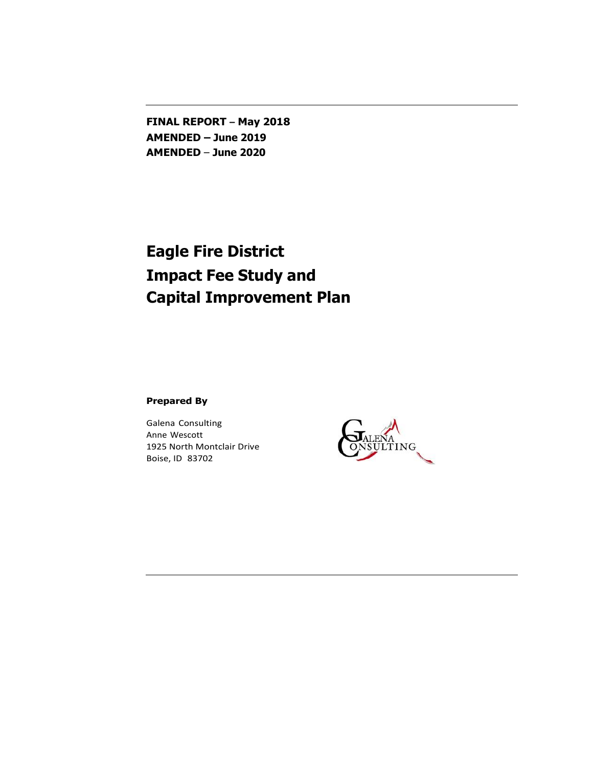**FINAL REPORT – May 2018**
**AMENDED – June 2019**
**AMENDED – June 2020**

# Eagle Fire District Impact Fee Study and Capital Improvement Plan

**Prepared By**

Galena Consulting
Anne Wescott
1925 North Montclair Drive
Boise, ID 83702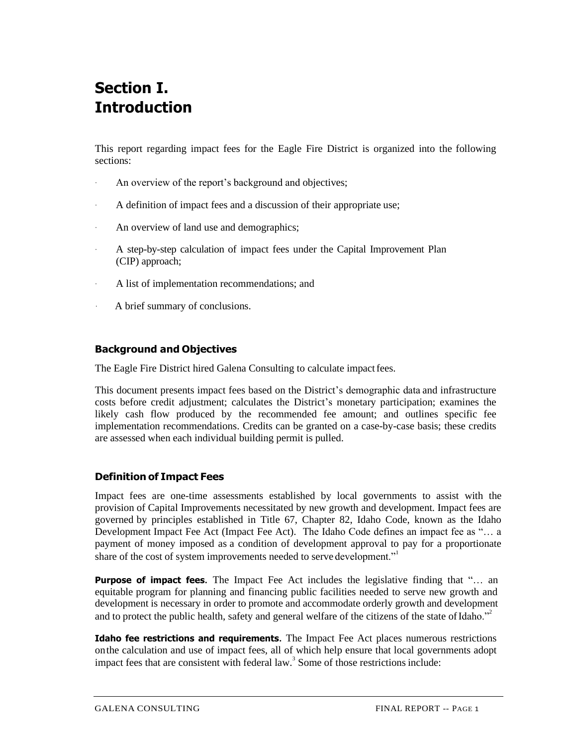# Section I. Introduction

This report regarding impact fees for the Eagle Fire District is organized into the following sections:

- An overview of the report's background and objectives;
- A definition of impact fees and a discussion of their appropriate use;
- An overview of land use and demographics;
- A step-by-step calculation of impact fees under the Capital Improvement Plan (CIP) approach;
- A list of implementation recommendations; and
- A brief summary of conclusions.

## Background and Objectives

The Eagle Fire District hired Galena Consulting to calculate impact fees.

This document presents impact fees based on the District's demographic data and infrastructure costs before credit adjustment; calculates the District's monetary participation; examines the likely cash flow produced by the recommended fee amount; and outlines specific fee implementation recommendations. Credits can be granted on a case-by-case basis; these credits are assessed when each individual building permit is pulled.

## Definition of Impact Fees

Impact fees are one-time assessments established by local governments to assist with the provision of Capital Improvements necessitated by new growth and development. Impact fees are governed by principles established in Title 67, Chapter 82, Idaho Code, known as the Idaho Development Impact Fee Act (Impact Fee Act). The Idaho Code defines an impact fee as "… a payment of money imposed as a condition of development approval to pay for a proportionate share of the cost of system improvements needed to serve development."[1]

**Purpose of impact fees**. The Impact Fee Act includes the legislative finding that "… an equitable program for planning and financing public facilities needed to serve new growth and development is necessary in order to promote and accommodate orderly growth and development and to protect the public health, safety and general welfare of the citizens of the state of Idaho."[2]

**Idaho fee restrictions and requirements**. The Impact Fee Act places numerous restrictions on the calculation and use of impact fees, all of which help ensure that local governments adopt impact fees that are consistent with federal law.[3] Some of those restrictions include: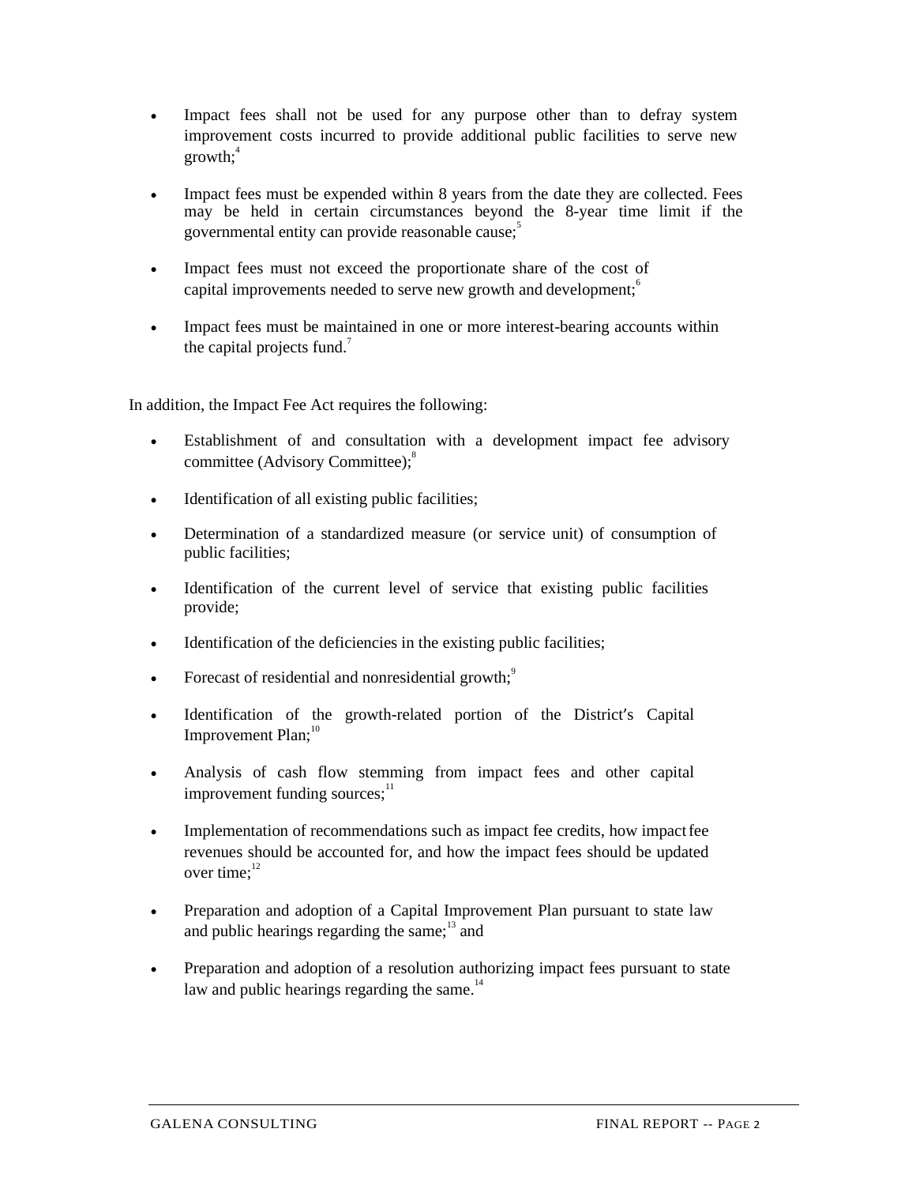- Impact fees shall not be used for any purpose other than to defray system improvement costs incurred to provide additional public facilities to serve new growth;[4]

- Impact fees must be expended within 8 years from the date they are collected. Fees may be held in certain circumstances beyond the 8-year time limit if the governmental entity can provide reasonable cause;[5]

- Impact fees must not exceed the proportionate share of the cost of capital improvements needed to serve new growth and development;[6]

- Impact fees must be maintained in one or more interest-bearing accounts within the capital projects fund.[7]

In addition, the Impact Fee Act requires the following:

- Establishment of and consultation with a development impact fee advisory committee (Advisory Committee);[8]

- Identification of all existing public facilities;

- Determination of a standardized measure (or service unit) of consumption of public facilities;

- Identification of the current level of service that existing public facilities provide;

- Identification of the deficiencies in the existing public facilities;

- Forecast of residential and nonresidential growth;[9]

- Identification of the growth-related portion of the District's Capital Improvement Plan;[10]

- Analysis of cash flow stemming from impact fees and other capital improvement funding sources;[11]

- Implementation of recommendations such as impact fee credits, how impact fee revenues should be accounted for, and how the impact fees should be updated over time;[12]

- Preparation and adoption of a Capital Improvement Plan pursuant to state law and public hearings regarding the same;[13] and

- Preparation and adoption of a resolution authorizing impact fees pursuant to state law and public hearings regarding the same.[14]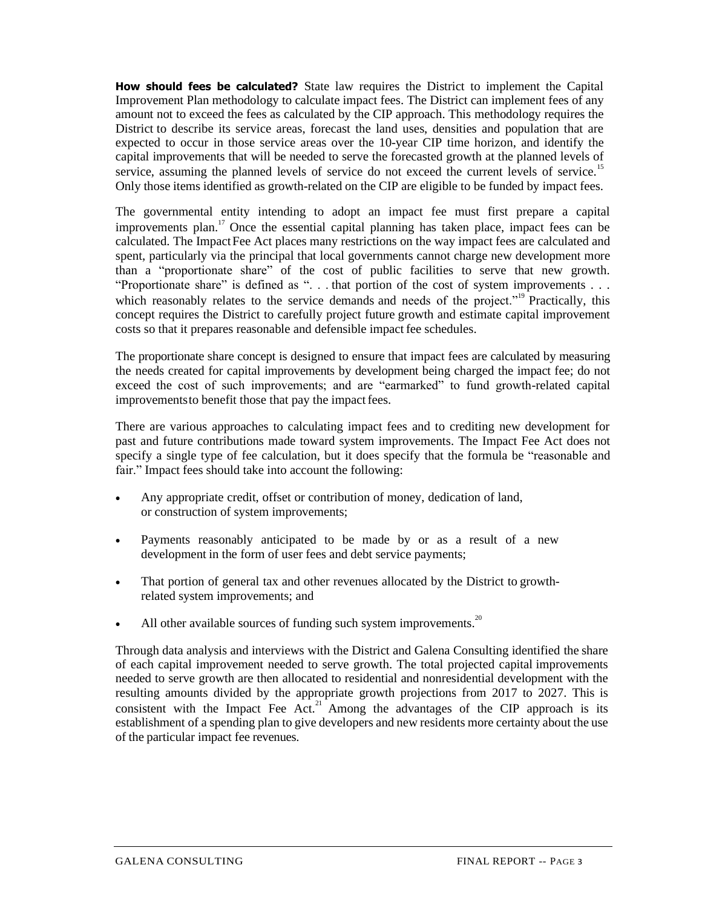**How should fees be calculated?** State law requires the District to implement the Capital Improvement Plan methodology to calculate impact fees. The District can implement fees of any amount not to exceed the fees as calculated by the CIP approach. This methodology requires the District to describe its service areas, forecast the land uses, densities and population that are expected to occur in those service areas over the 10-year CIP time horizon, and identify the capital improvements that will be needed to serve the forecasted growth at the planned levels of service, assuming the planned levels of service do not exceed the current levels of service.[15] Only those items identified as growth-related on the CIP are eligible to be funded by impact fees.

The governmental entity intending to adopt an impact fee must first prepare a capital improvements plan.[17] Once the essential capital planning has taken place, impact fees can be calculated. The Impact Fee Act places many restrictions on the way impact fees are calculated and spent, particularly via the principal that local governments cannot charge new development more than a "proportionate share" of the cost of public facilities to serve that new growth. "Proportionate share" is defined as ". . . that portion of the cost of system improvements . . . which reasonably relates to the service demands and needs of the project."[19] Practically, this concept requires the District to carefully project future growth and estimate capital improvement costs so that it prepares reasonable and defensible impact fee schedules.

The proportionate share concept is designed to ensure that impact fees are calculated by measuring the needs created for capital improvements by development being charged the impact fee; do not exceed the cost of such improvements; and are "earmarked" to fund growth-related capital improvements to benefit those that pay the impact fees.

There are various approaches to calculating impact fees and to crediting new development for past and future contributions made toward system improvements. The Impact Fee Act does not specify a single type of fee calculation, but it does specify that the formula be "reasonable and fair." Impact fees should take into account the following:

- Any appropriate credit, offset or contribution of money, dedication of land, or construction of system improvements;
- Payments reasonably anticipated to be made by or as a result of a new development in the form of user fees and debt service payments;
- That portion of general tax and other revenues allocated by the District to growth-related system improvements; and
- All other available sources of funding such system improvements.[20]

Through data analysis and interviews with the District and Galena Consulting identified the share of each capital improvement needed to serve growth. The total projected capital improvements needed to serve growth are then allocated to residential and nonresidential development with the resulting amounts divided by the appropriate growth projections from 2017 to 2027. This is consistent with the Impact Fee Act.[21] Among the advantages of the CIP approach is its establishment of a spending plan to give developers and new residents more certainty about the use of the particular impact fee revenues.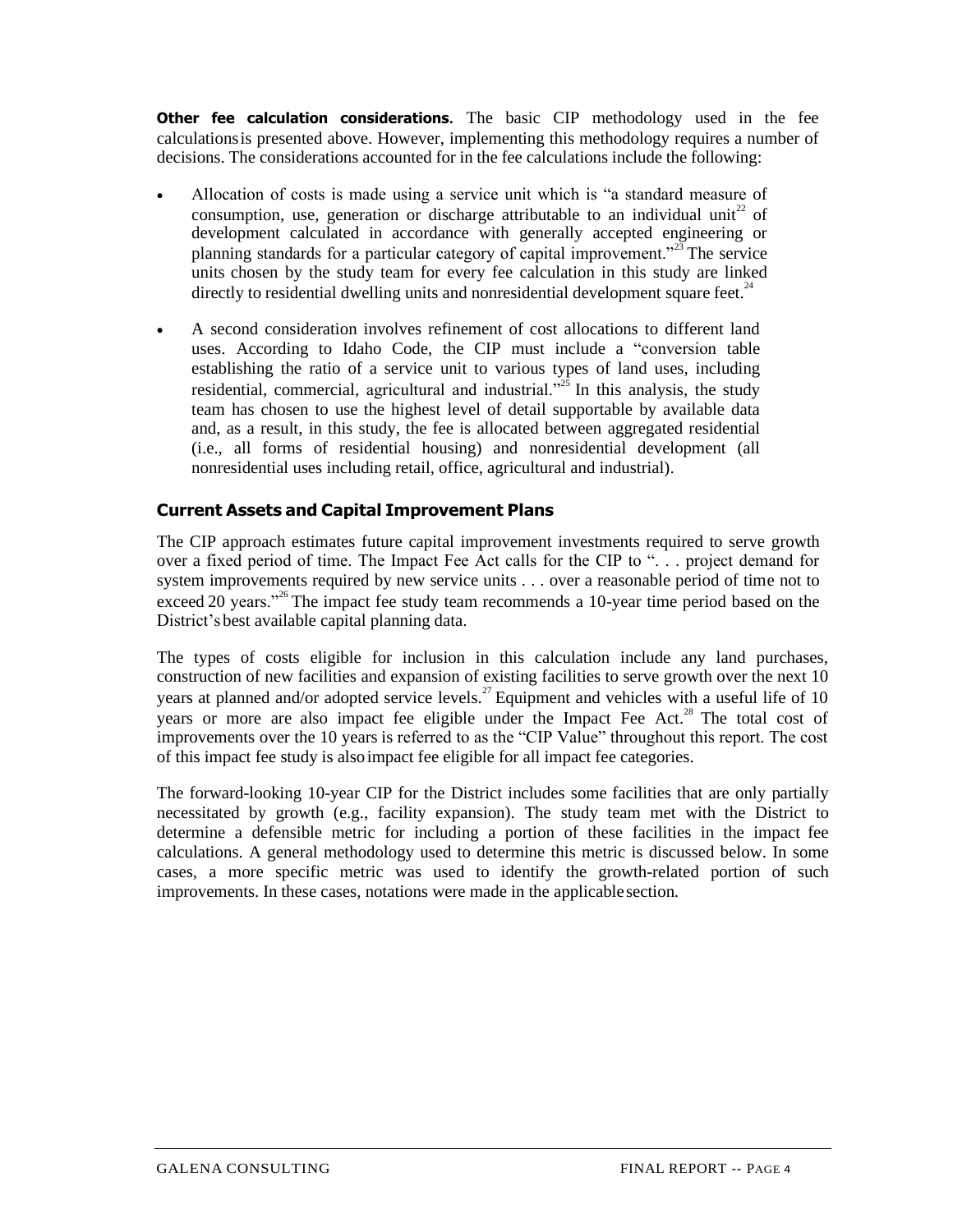**Other fee calculation considerations.** The basic CIP methodology used in the fee calculations is presented above. However, implementing this methodology requires a number of decisions. The considerations accounted for in the fee calculations include the following:

- Allocation of costs is made using a service unit which is "a standard measure of consumption, use, generation or discharge attributable to an individual unit[22] of development calculated in accordance with generally accepted engineering or planning standards for a particular category of capital improvement."[23] The service units chosen by the study team for every fee calculation in this study are linked directly to residential dwelling units and nonresidential development square feet.[24]

- A second consideration involves refinement of cost allocations to different land uses. According to Idaho Code, the CIP must include a "conversion table establishing the ratio of a service unit to various types of land uses, including residential, commercial, agricultural and industrial."[25] In this analysis, the study team has chosen to use the highest level of detail supportable by available data and, as a result, in this study, the fee is allocated between aggregated residential (i.e., all forms of residential housing) and nonresidential development (all nonresidential uses including retail, office, agricultural and industrial).

## Current Assets and Capital Improvement Plans

The CIP approach estimates future capital improvement investments required to serve growth over a fixed period of time. The Impact Fee Act calls for the CIP to ". . . project demand for system improvements required by new service units . . . over a reasonable period of time not to exceed 20 years."[26] The impact fee study team recommends a 10-year time period based on the District's best available capital planning data.

The types of costs eligible for inclusion in this calculation include any land purchases, construction of new facilities and expansion of existing facilities to serve growth over the next 10 years at planned and/or adopted service levels.[27] Equipment and vehicles with a useful life of 10 years or more are also impact fee eligible under the Impact Fee Act.[28] The total cost of improvements over the 10 years is referred to as the "CIP Value" throughout this report. The cost of this impact fee study is also impact fee eligible for all impact fee categories.

The forward-looking 10-year CIP for the District includes some facilities that are only partially necessitated by growth (e.g., facility expansion). The study team met with the District to determine a defensible metric for including a portion of these facilities in the impact fee calculations. A general methodology used to determine this metric is discussed below. In some cases, a more specific metric was used to identify the growth-related portion of such improvements. In these cases, notations were made in the applicable section.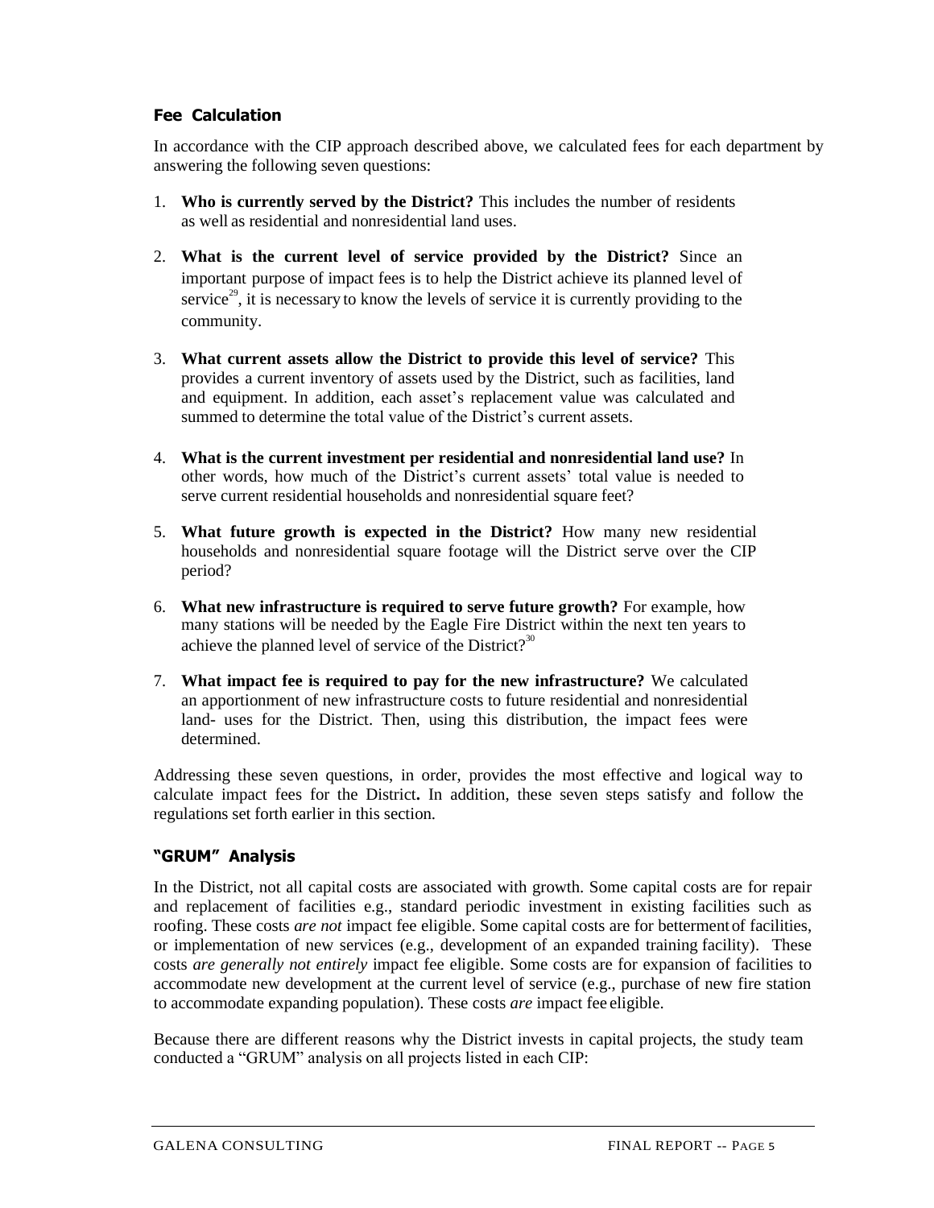### Fee Calculation

In accordance with the CIP approach described above, we calculated fees for each department by answering the following seven questions:

1. **Who is currently served by the District?** This includes the number of residents as well as residential and nonresidential land uses.
2. **What is the current level of service provided by the District?** Since an important purpose of impact fees is to help the District achieve its planned level of service[29], it is necessary to know the levels of service it is currently providing to the community.
3. **What current assets allow the District to provide this level of service?** This provides a current inventory of assets used by the District, such as facilities, land and equipment. In addition, each asset's replacement value was calculated and summed to determine the total value of the District's current assets.
4. **What is the current investment per residential and nonresidential land use?** In other words, how much of the District's current assets' total value is needed to serve current residential households and nonresidential square feet?
5. **What future growth is expected in the District?** How many new residential households and nonresidential square footage will the District serve over the CIP period?
6. **What new infrastructure is required to serve future growth?** For example, how many stations will be needed by the Eagle Fire District within the next ten years to achieve the planned level of service of the District?[30]
7. **What impact fee is required to pay for the new infrastructure?** We calculated an apportionment of new infrastructure costs to future residential and nonresidential land- uses for the District. Then, using this distribution, the impact fees were determined.

Addressing these seven questions, in order, provides the most effective and logical way to calculate impact fees for the District**.** In addition, these seven steps satisfy and follow the regulations set forth earlier in this section.

### "GRUM" Analysis

In the District, not all capital costs are associated with growth. Some capital costs are for repair and replacement of facilities e.g., standard periodic investment in existing facilities such as roofing. These costs *are not* impact fee eligible. Some capital costs are for betterment of facilities, or implementation of new services (e.g., development of an expanded training facility). These costs *are generally not entirely* impact fee eligible. Some costs are for expansion of facilities to accommodate new development at the current level of service (e.g., purchase of new fire station to accommodate expanding population). These costs *are* impact fee eligible.

Because there are different reasons why the District invests in capital projects, the study team conducted a "GRUM" analysis on all projects listed in each CIP: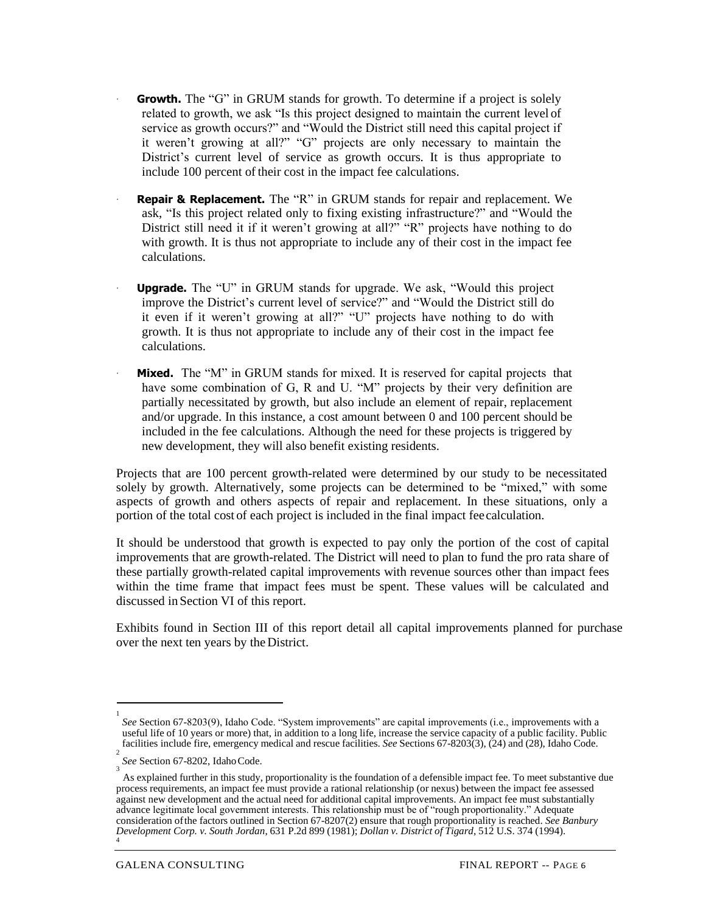- **Growth.** The "G" in GRUM stands for growth. To determine if a project is solely related to growth, we ask "Is this project designed to maintain the current level of service as growth occurs?" and "Would the District still need this capital project if it weren't growing at all?" "G" projects are only necessary to maintain the District's current level of service as growth occurs. It is thus appropriate to include 100 percent of their cost in the impact fee calculations.

- **Repair & Replacement.** The "R" in GRUM stands for repair and replacement. We ask, "Is this project related only to fixing existing infrastructure?" and "Would the District still need it if it weren't growing at all?" "R" projects have nothing to do with growth. It is thus not appropriate to include any of their cost in the impact fee calculations.

- **Upgrade.** The "U" in GRUM stands for upgrade. We ask, "Would this project improve the District's current level of service?" and "Would the District still do it even if it weren't growing at all?" "U" projects have nothing to do with growth. It is thus not appropriate to include any of their cost in the impact fee calculations.

- **Mixed.** The "M" in GRUM stands for mixed. It is reserved for capital projects that have some combination of G, R and U. "M" projects by their very definition are partially necessitated by growth, but also include an element of repair, replacement and/or upgrade. In this instance, a cost amount between 0 and 100 percent should be included in the fee calculations. Although the need for these projects is triggered by new development, they will also benefit existing residents.

Projects that are 100 percent growth-related were determined by our study to be necessitated solely by growth. Alternatively, some projects can be determined to be "mixed," with some aspects of growth and others aspects of repair and replacement. In these situations, only a portion of the total cost of each project is included in the final impact fee calculation.

It should be understood that growth is expected to pay only the portion of the cost of capital improvements that are growth-related. The District will need to plan to fund the pro rata share of these partially growth-related capital improvements with revenue sources other than impact fees within the time frame that impact fees must be spent. These values will be calculated and discussed in Section VI of this report.

Exhibits found in Section III of this report detail all capital improvements planned for purchase over the next ten years by the District.

---

[1] *See* Section 67-8203(9), Idaho Code. "System improvements" are capital improvements (i.e., improvements with a useful life of 10 years or more) that, in addition to a long life, increase the service capacity of a public facility. Public facilities include fire, emergency medical and rescue facilities. *See* Sections 67-8203(3), (24) and (28), Idaho Code.

[2] *See* Section 67-8202, Idaho Code.

[3] As explained further in this study, proportionality is the foundation of a defensible impact fee. To meet substantive due process requirements, an impact fee must provide a rational relationship (or nexus) between the impact fee assessed against new development and the actual need for additional capital improvements. An impact fee must substantially advance legitimate local government interests. This relationship must be of "rough proportionality." Adequate consideration of the factors outlined in Section 67-8207(2) ensure that rough proportionality is reached. *See Banbury Development Corp. v. South Jordan*, 631 P.2d 899 (1981); *Dollan v. District of Tigard*, 512 U.S. 374 (1994).

[4]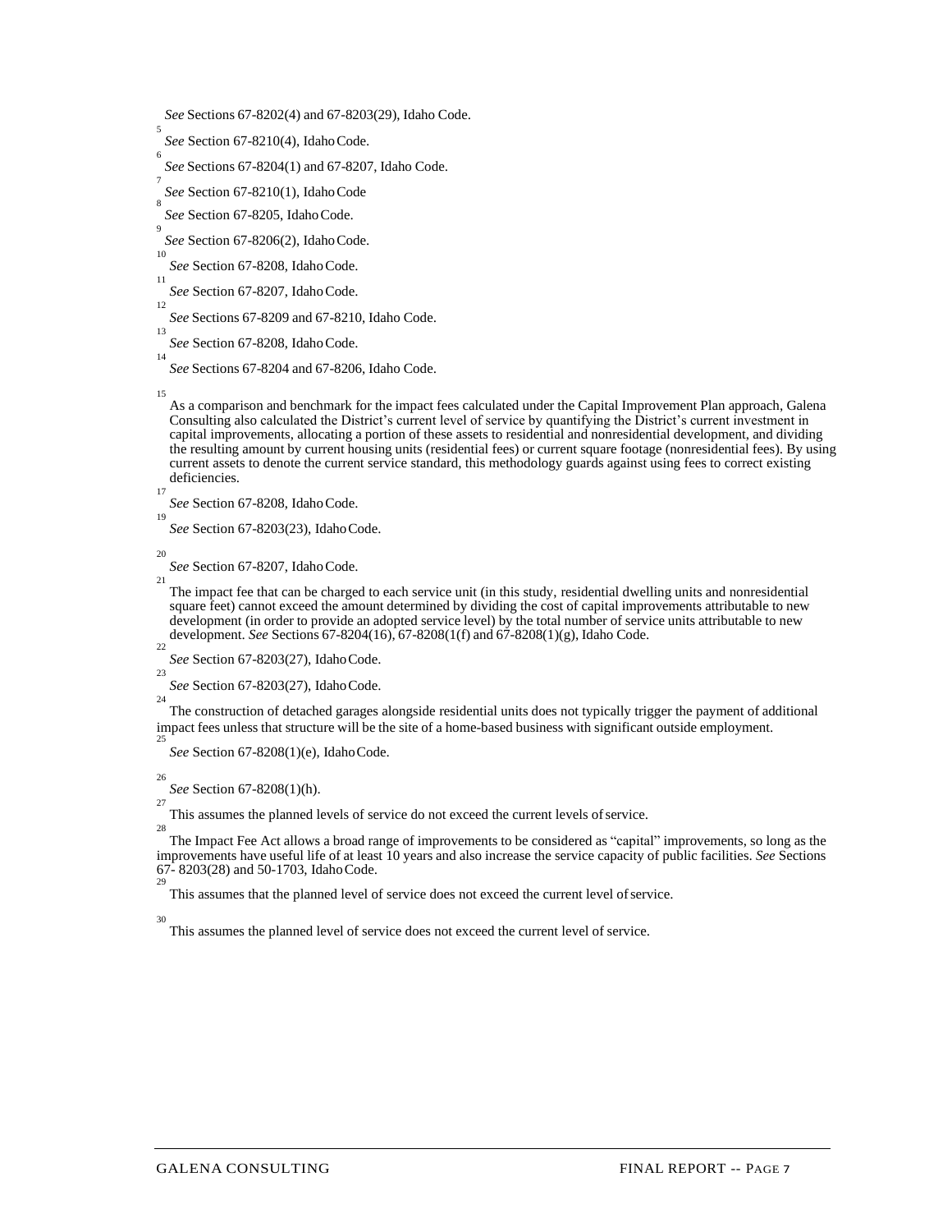[4] *See* Sections 67-8202(4) and 67-8203(29), Idaho Code.

[5] *See* Section 67-8210(4), Idaho Code.

[6] *See* Sections 67-8204(1) and 67-8207, Idaho Code.

[7] *See* Section 67-8210(1), Idaho Code

[8] *See* Section 67-8205, Idaho Code.

[9] *See* Section 67-8206(2), Idaho Code.

[10] *See* Section 67-8208, Idaho Code.

[11] *See* Section 67-8207, Idaho Code.

[12] *See* Sections 67-8209 and 67-8210, Idaho Code.

[13] *See* Section 67-8208, Idaho Code.

[14] *See* Sections 67-8204 and 67-8206, Idaho Code.

[15] As a comparison and benchmark for the impact fees calculated under the Capital Improvement Plan approach, Galena Consulting also calculated the District's current level of service by quantifying the District's current investment in capital improvements, allocating a portion of these assets to residential and nonresidential development, and dividing the resulting amount by current housing units (residential fees) or current square footage (nonresidential fees). By using current assets to denote the current service standard, this methodology guards against using fees to correct existing deficiencies.

[17] *See* Section 67-8208, Idaho Code.

[19] *See* Section 67-8203(23), Idaho Code.

[20] *See* Section 67-8207, Idaho Code.

[21] The impact fee that can be charged to each service unit (in this study, residential dwelling units and nonresidential square feet) cannot exceed the amount determined by dividing the cost of capital improvements attributable to new development (in order to provide an adopted service level) by the total number of service units attributable to new development. *See* Sections 67-8204(16), 67-8208(1(f) and 67-8208(1)(g), Idaho Code.

[22] *See* Section 67-8203(27), Idaho Code.

[23] *See* Section 67-8203(27), Idaho Code.

[24] The construction of detached garages alongside residential units does not typically trigger the payment of additional impact fees unless that structure will be the site of a home-based business with significant outside employment.

[25] *See* Section 67-8208(1)(e), Idaho Code.

[26] *See* Section 67-8208(1)(h).

[27] This assumes the planned levels of service do not exceed the current levels of service.

[28] The Impact Fee Act allows a broad range of improvements to be considered as "capital" improvements, so long as the improvements have useful life of at least 10 years and also increase the service capacity of public facilities. *See* Sections 67- 8203(28) and 50-1703, Idaho Code.

[29] This assumes that the planned level of service does not exceed the current level of service.

[30] This assumes the planned level of service does not exceed the current level of service.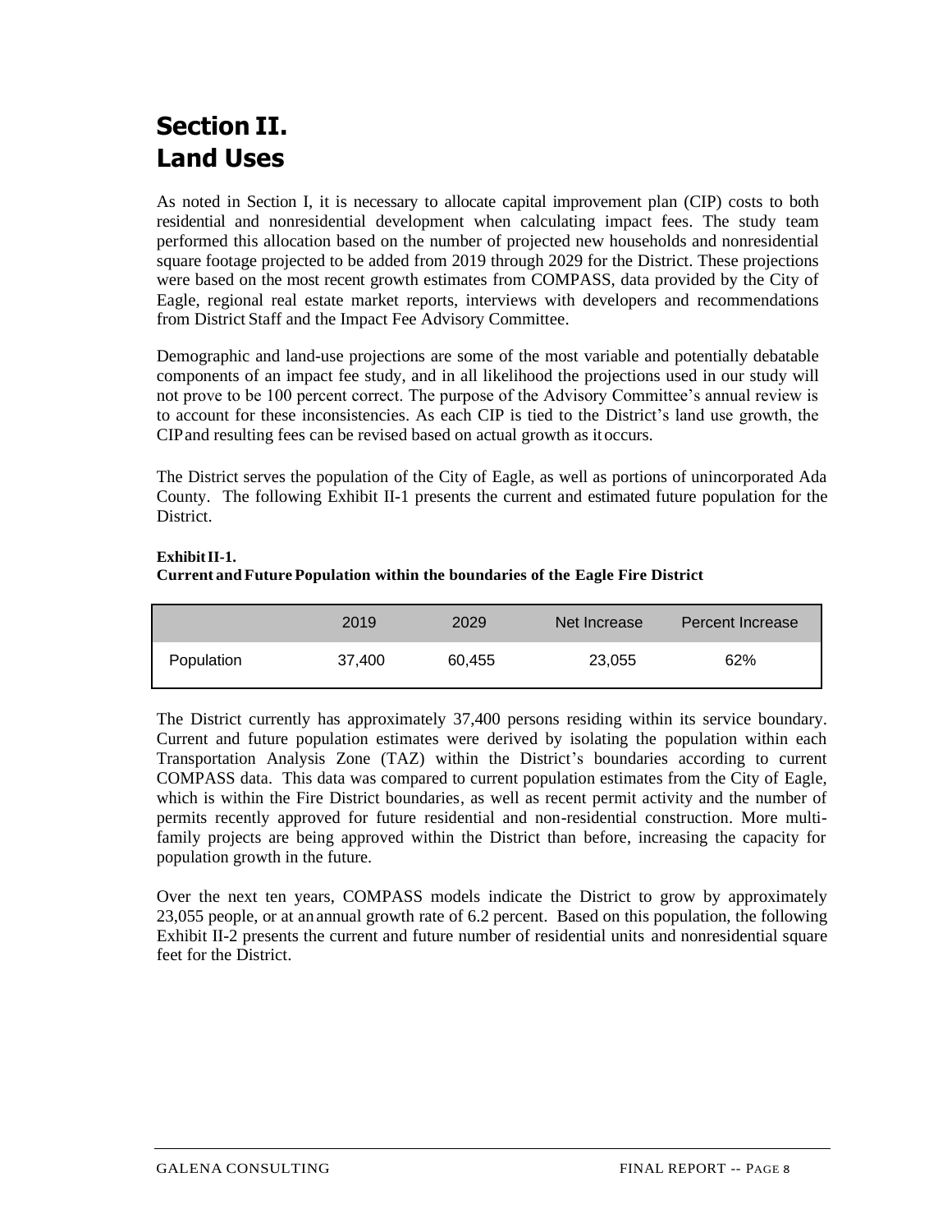# Section II. Land Uses

As noted in Section I, it is necessary to allocate capital improvement plan (CIP) costs to both residential and nonresidential development when calculating impact fees. The study team performed this allocation based on the number of projected new households and nonresidential square footage projected to be added from 2019 through 2029 for the District. These projections were based on the most recent growth estimates from COMPASS, data provided by the City of Eagle, regional real estate market reports, interviews with developers and recommendations from District Staff and the Impact Fee Advisory Committee.

Demographic and land-use projections are some of the most variable and potentially debatable components of an impact fee study, and in all likelihood the projections used in our study will not prove to be 100 percent correct. The purpose of the Advisory Committee's annual review is to account for these inconsistencies. As each CIP is tied to the District's land use growth, the CIP and resulting fees can be revised based on actual growth as it occurs.

The District serves the population of the City of Eagle, as well as portions of unincorporated Ada County. The following Exhibit II-1 presents the current and estimated future population for the District.

**Exhibit II-1.**
**Current and Future Population within the boundaries of the Eagle Fire District**

| | 2019 | 2029 | Net Increase | Percent Increase |
|---|---|---|---|---|
| Population | 37,400 | 60,455 | 23,055 | 62% |

The District currently has approximately 37,400 persons residing within its service boundary. Current and future population estimates were derived by isolating the population within each Transportation Analysis Zone (TAZ) within the District's boundaries according to current COMPASS data. This data was compared to current population estimates from the City of Eagle, which is within the Fire District boundaries, as well as recent permit activity and the number of permits recently approved for future residential and non-residential construction. More multi-family projects are being approved within the District than before, increasing the capacity for population growth in the future.

Over the next ten years, COMPASS models indicate the District to grow by approximately 23,055 people, or at an annual growth rate of 6.2 percent. Based on this population, the following Exhibit II-2 presents the current and future number of residential units and nonresidential square feet for the District.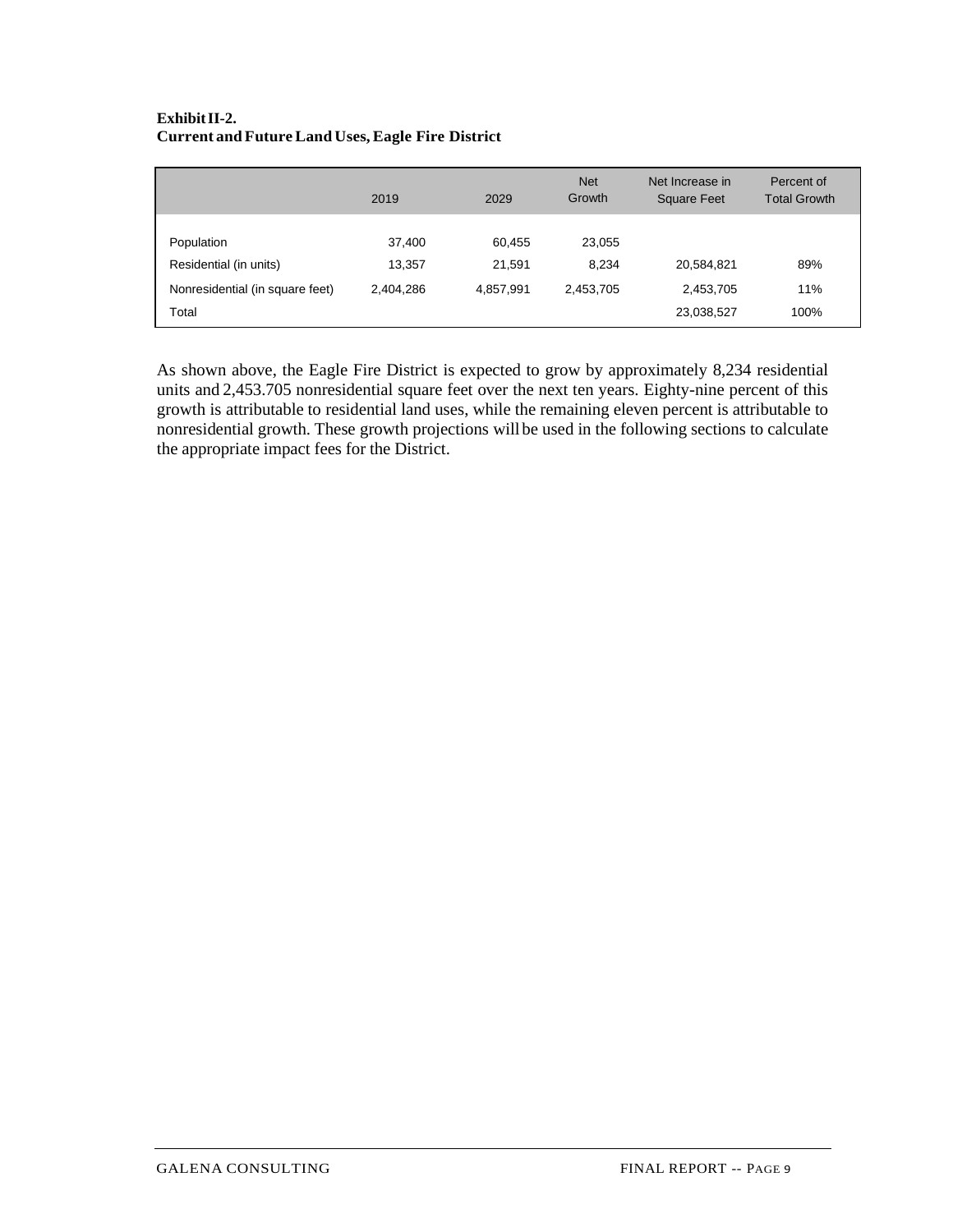**Exhibit II-2.**
**Current and Future Land Uses, Eagle Fire District**

| | 2019 | 2029 | Net Growth | Net Increase in Square Feet | Percent of Total Growth |
|---|---|---|---|---|---|
| Population | 37,400 | 60,455 | 23,055 | | |
| Residential (in units) | 13,357 | 21,591 | 8,234 | 20,584,821 | 89% |
| Nonresidential (in square feet) | 2,404,286 | 4,857,991 | 2,453,705 | 2,453,705 | 11% |
| Total | | | | 23,038,527 | 100% |

As shown above, the Eagle Fire District is expected to grow by approximately 8,234 residential units and 2,453.705 nonresidential square feet over the next ten years. Eighty-nine percent of this growth is attributable to residential land uses, while the remaining eleven percent is attributable to nonresidential growth. These growth projections will be used in the following sections to calculate the appropriate impact fees for the District.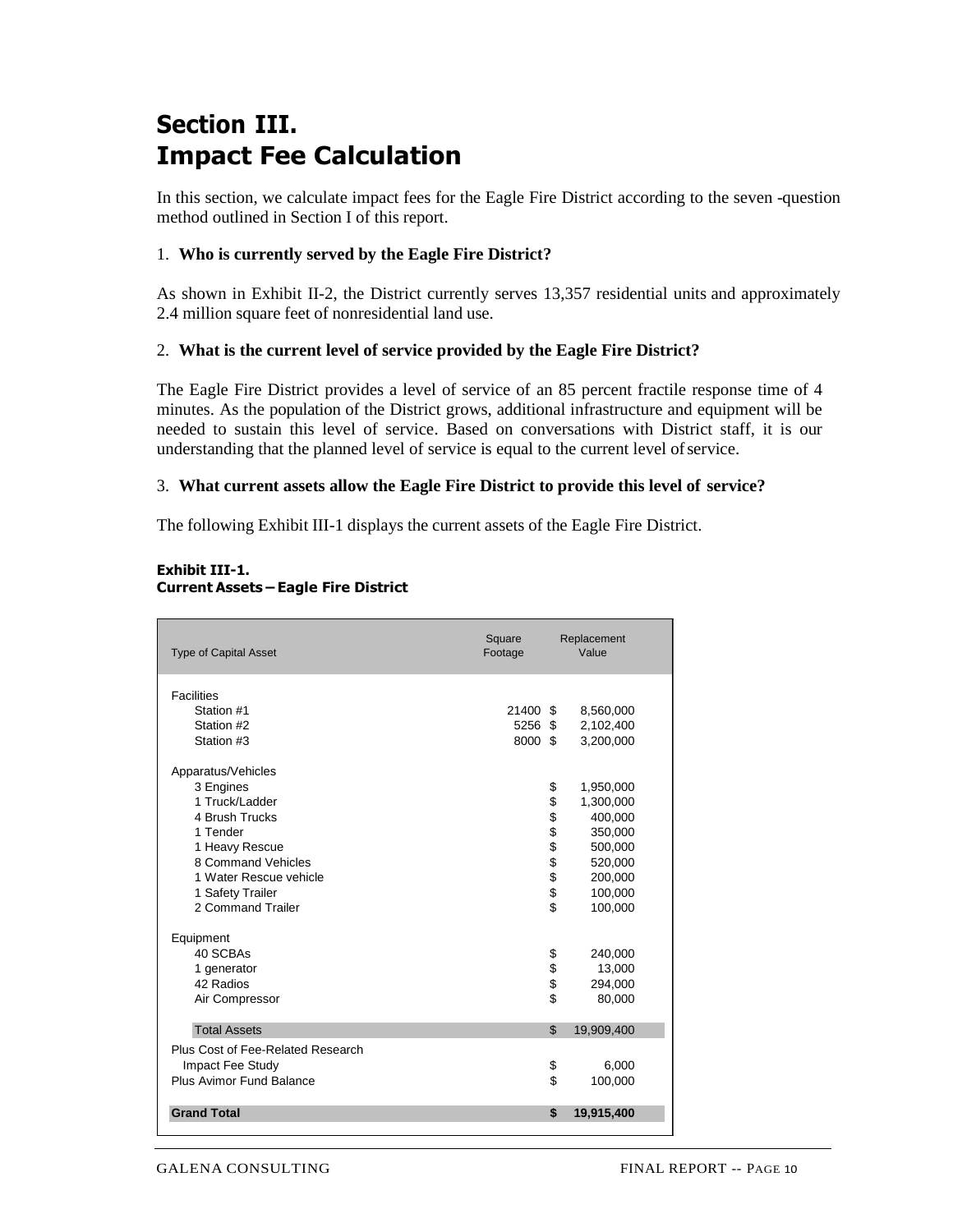# Section III. Impact Fee Calculation

In this section, we calculate impact fees for the Eagle Fire District according to the seven -question method outlined in Section I of this report.

1. **Who is currently served by the Eagle Fire District?**

As shown in Exhibit II-2, the District currently serves 13,357 residential units and approximately 2.4 million square feet of nonresidential land use.

2. **What is the current level of service provided by the Eagle Fire District?**

The Eagle Fire District provides a level of service of an 85 percent fractile response time of 4 minutes. As the population of the District grows, additional infrastructure and equipment will be needed to sustain this level of service. Based on conversations with District staff, it is our understanding that the planned level of service is equal to the current level of service.

3. **What current assets allow the Eagle Fire District to provide this level of service?**

The following Exhibit III-1 displays the current assets of the Eagle Fire District.

**Exhibit III-1.**
**Current Assets – Eagle Fire District**

| Type of Capital Asset | Square Footage | Replacement Value |
|---|---|---|
| Facilities | | |
| Station #1 | 21400 | $ 8,560,000 |
| Station #2 | 5256 | $ 2,102,400 |
| Station #3 | 8000 | $ 3,200,000 |
| Apparatus/Vehicles | | |
| 3 Engines | | $ 1,950,000 |
| 1 Truck/Ladder | | $ 1,300,000 |
| 4 Brush Trucks | | $ 400,000 |
| 1 Tender | | $ 350,000 |
| 1 Heavy Rescue | | $ 500,000 |
| 8 Command Vehicles | | $ 520,000 |
| 1 Water Rescue vehicle | | $ 200,000 |
| 1 Safety Trailer | | $ 100,000 |
| 2 Command Trailer | | $ 100,000 |
| Equipment | | |
| 40 SCBAs | | $ 240,000 |
| 1 generator | | $ 13,000 |
| 42 Radios | | $ 294,000 |
| Air Compressor | | $ 80,000 |
| Total Assets | | $ 19,909,400 |
| Plus Cost of Fee-Related Research | | |
| Impact Fee Study | | $ 6,000 |
| Plus Avimor Fund Balance | | $ 100,000 |
| **Grand Total** | | **$ 19,915,400** |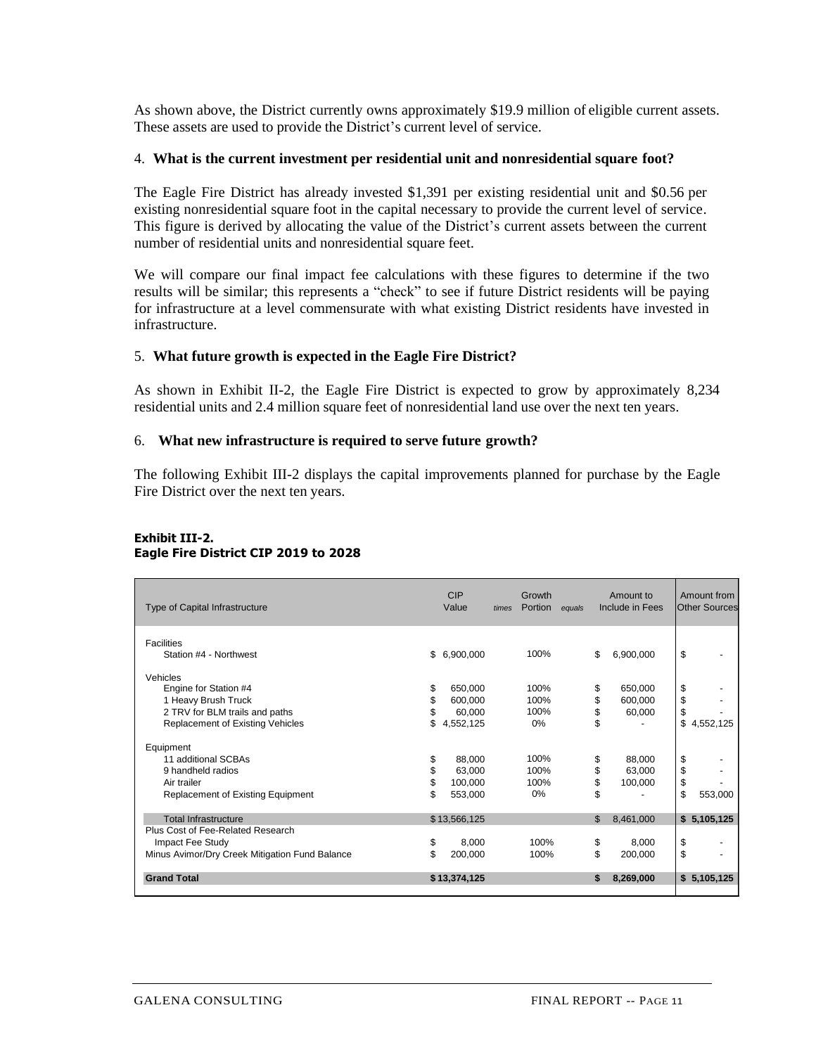As shown above, the District currently owns approximately $19.9 million of eligible current assets. These assets are used to provide the District's current level of service.

4. **What is the current investment per residential unit and nonresidential square foot?**

The Eagle Fire District has already invested $1,391 per existing residential unit and $0.56 per existing nonresidential square foot in the capital necessary to provide the current level of service. This figure is derived by allocating the value of the District's current assets between the current number of residential units and nonresidential square feet.

We will compare our final impact fee calculations with these figures to determine if the two results will be similar; this represents a "check" to see if future District residents will be paying for infrastructure at a level commensurate with what existing District residents have invested in infrastructure.

5. **What future growth is expected in the Eagle Fire District?**

As shown in Exhibit II-2, the Eagle Fire District is expected to grow by approximately 8,234 residential units and 2.4 million square feet of nonresidential land use over the next ten years.

6. **What new infrastructure is required to serve future growth?**

The following Exhibit III-2 displays the capital improvements planned for purchase by the Eagle Fire District over the next ten years.

**Exhibit III-2.**
**Eagle Fire District CIP 2019 to 2028**

| Type of Capital Infrastructure | CIP Value | *times* | Growth Portion | *equals* | Amount to Include in Fees | Amount from Other Sources |
|---|---|---|---|---|---|---|
| Facilities | | | | | | |
| Station #4 - Northwest | $ 6,900,000 | | 100% | | $ 6,900,000 | $ - |
| Vehicles | | | | | | |
| Engine for Station #4 | $ 650,000 | | 100% | | $ 650,000 | $ - |
| 1 Heavy Brush Truck | $ 600,000 | | 100% | | $ 600,000 | $ - |
| 2 TRV for BLM trails and paths | $ 60,000 | | 100% | | $ 60,000 | $ - |
| Replacement of Existing Vehicles | $ 4,552,125 | | 0% | | $ - | $ 4,552,125 |
| Equipment | | | | | | |
| 11 additional SCBAs | $ 88,000 | | 100% | | $ 88,000 | $ - |
| 9 handheld radios | $ 63,000 | | 100% | | $ 63,000 | $ - |
| Air trailer | $ 100,000 | | 100% | | $ 100,000 | $ - |
| Replacement of Existing Equipment | $ 553,000 | | 0% | | $ - | $ 553,000 |
| Total Infrastructure | $ 13,566,125 | | | | $ 8,461,000 | $ 5,105,125 |
| Plus Cost of Fee-Related Research | | | | | | |
| Impact Fee Study | $ 8,000 | | 100% | | $ 8,000 | $ - |
| Minus Avimor/Dry Creek Mitigation Fund Balance | $ 200,000 | | 100% | | $ 200,000 | $ - |
| **Grand Total** | **$ 13,374,125** | | | | **$ 8,269,000** | **$ 5,105,125** |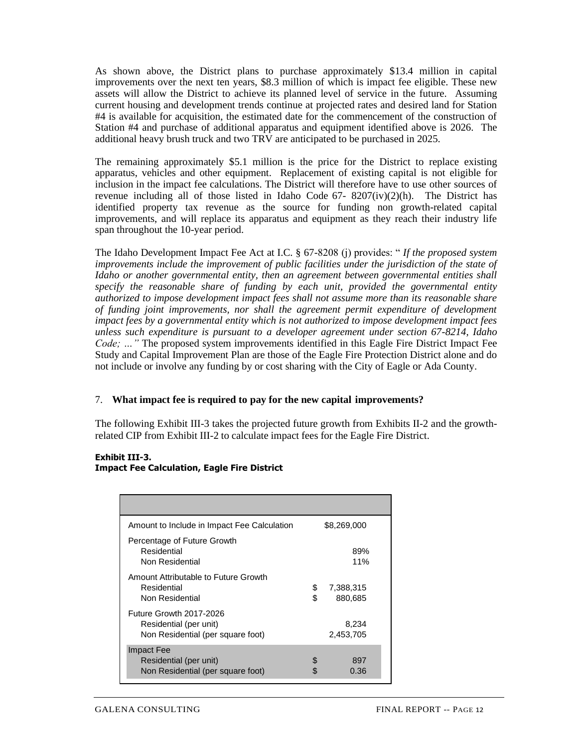As shown above, the District plans to purchase approximately \$13.4 million in capital improvements over the next ten years, \$8.3 million of which is impact fee eligible. These new assets will allow the District to achieve its planned level of service in the future. Assuming current housing and development trends continue at projected rates and desired land for Station #4 is available for acquisition, the estimated date for the commencement of the construction of Station #4 and purchase of additional apparatus and equipment identified above is 2026. The additional heavy brush truck and two TRV are anticipated to be purchased in 2025.

The remaining approximately \$5.1 million is the price for the District to replace existing apparatus, vehicles and other equipment. Replacement of existing capital is not eligible for inclusion in the impact fee calculations. The District will therefore have to use other sources of revenue including all of those listed in Idaho Code 67- 8207(iv)(2)(h). The District has identified property tax revenue as the source for funding non growth-related capital improvements, and will replace its apparatus and equipment as they reach their industry life span throughout the 10-year period.

The Idaho Development Impact Fee Act at I.C. § 67-8208 (j) provides: " *If the proposed system improvements include the improvement of public facilities under the jurisdiction of the state of Idaho or another governmental entity, then an agreement between governmental entities shall specify the reasonable share of funding by each unit, provided the governmental entity authorized to impose development impact fees shall not assume more than its reasonable share of funding joint improvements, nor shall the agreement permit expenditure of development impact fees by a governmental entity which is not authorized to impose development impact fees unless such expenditure is pursuant to a developer agreement under section 67-8214, Idaho Code; …"* The proposed system improvements identified in this Eagle Fire District Impact Fee Study and Capital Improvement Plan are those of the Eagle Fire Protection District alone and do not include or involve any funding by or cost sharing with the City of Eagle or Ada County.

7. **What impact fee is required to pay for the new capital improvements?**

The following Exhibit III-3 takes the projected future growth from Exhibits II-2 and the growth-related CIP from Exhibit III-2 to calculate impact fees for the Eagle Fire District.

**Exhibit III-3.**
**Impact Fee Calculation, Eagle Fire District**

| | |
|---|---|
| Amount to Include in Impact Fee Calculation | \$8,269,000 |
| Percentage of Future Growth | |
| Residential | 89% |
| Non Residential | 11% |
| Amount Attributable to Future Growth | |
| Residential | \$ 7,388,315 |
| Non Residential | \$ 880,685 |
| Future Growth 2017-2026 | |
| Residential (per unit) | 8,234 |
| Non Residential (per square foot) | 2,453,705 |
| Impact Fee | |
| Residential (per unit) | \$ 897 |
| Non Residential (per square foot) | \$ 0.36 |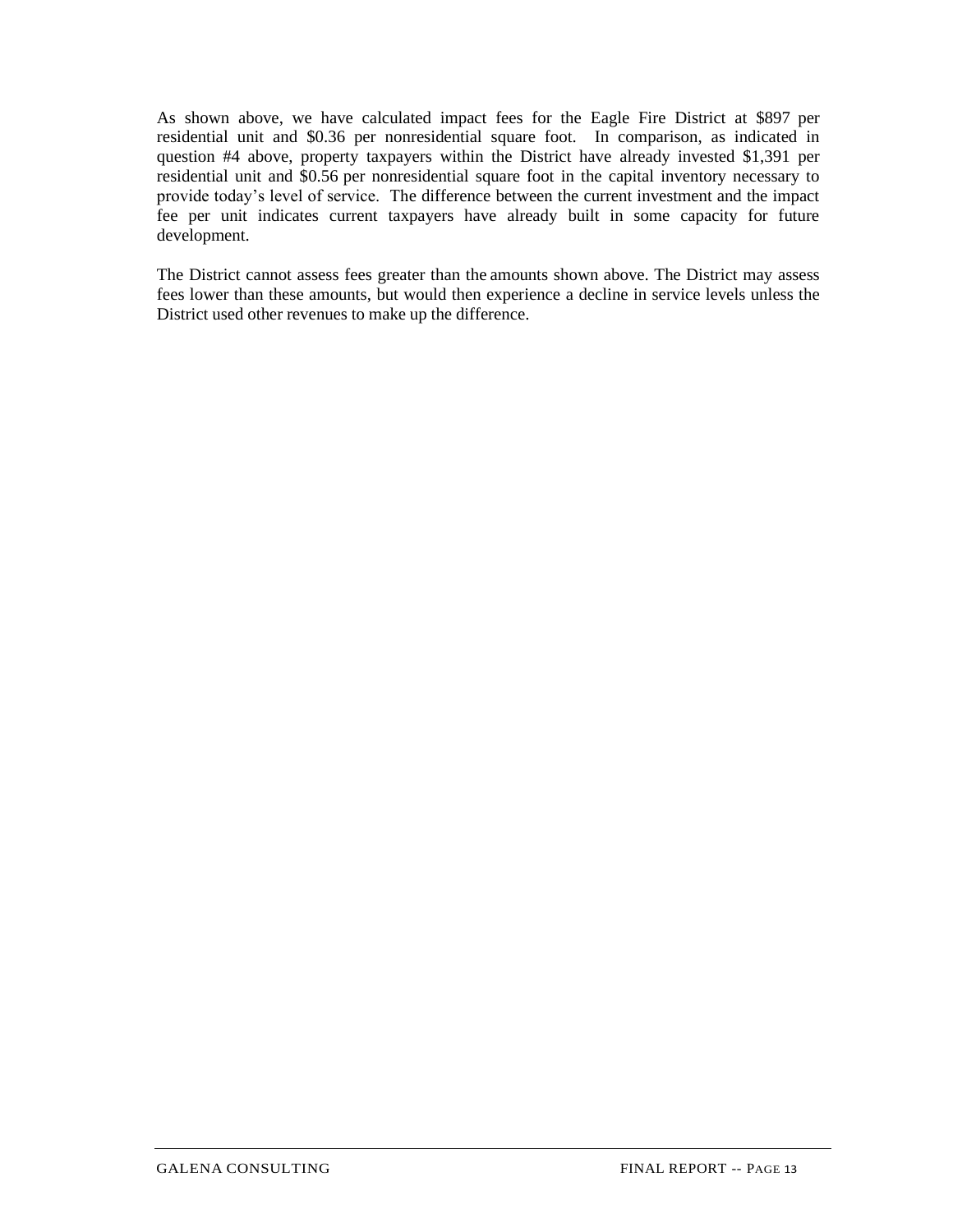As shown above, we have calculated impact fees for the Eagle Fire District at $897 per residential unit and $0.36 per nonresidential square foot. In comparison, as indicated in question #4 above, property taxpayers within the District have already invested $1,391 per residential unit and $0.56 per nonresidential square foot in the capital inventory necessary to provide today's level of service. The difference between the current investment and the impact fee per unit indicates current taxpayers have already built in some capacity for future development.

The District cannot assess fees greater than the amounts shown above. The District may assess fees lower than these amounts, but would then experience a decline in service levels unless the District used other revenues to make up the difference.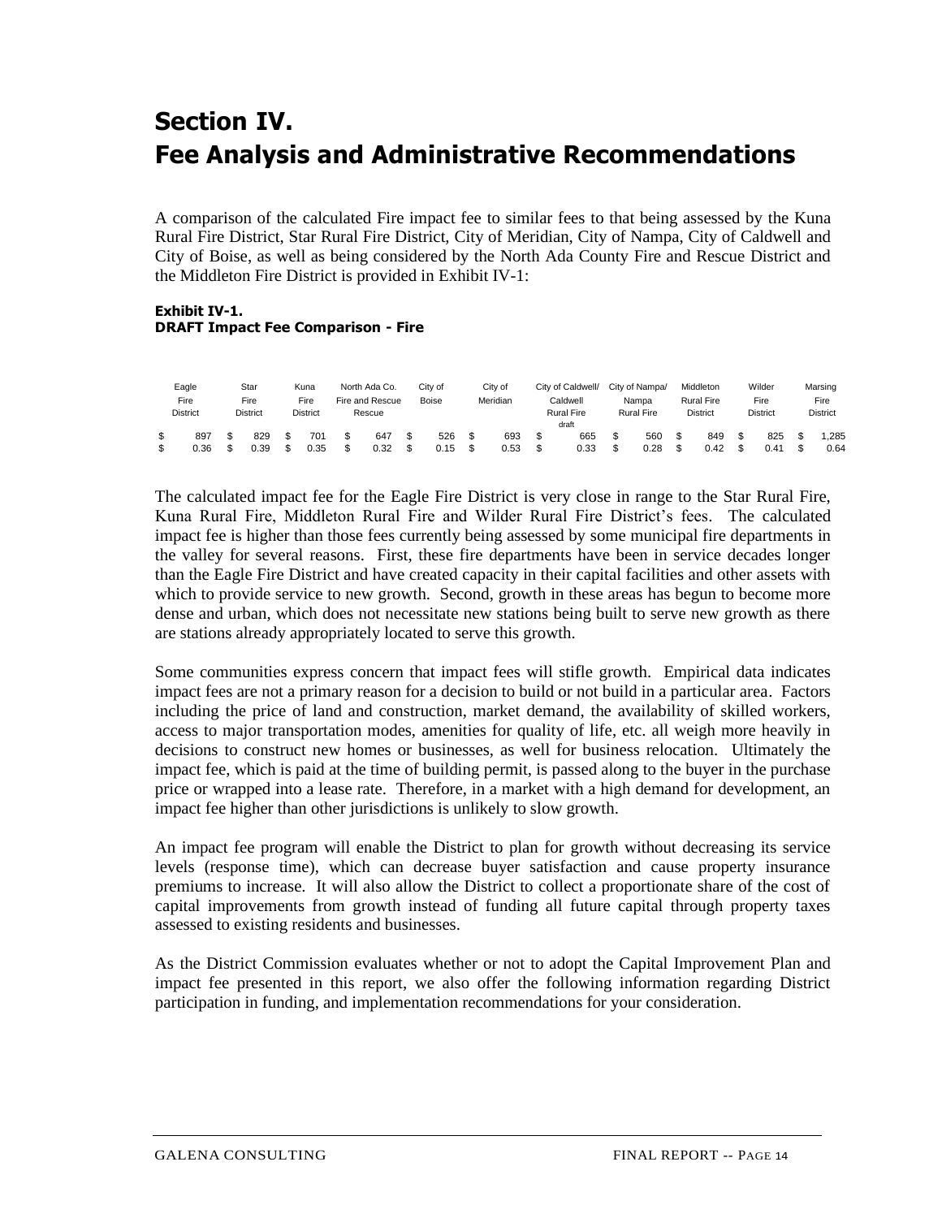# Section IV.
# Fee Analysis and Administrative Recommendations

A comparison of the calculated Fire impact fee to similar fees to that being assessed by the Kuna Rural Fire District, Star Rural Fire District, City of Meridian, City of Nampa, City of Caldwell and City of Boise, as well as being considered by the North Ada County Fire and Rescue District and the Middleton Fire District is provided in Exhibit IV-1:

**Exhibit IV-1.**
**DRAFT Impact Fee Comparison - Fire**

| Eagle Fire District | Star Fire District | Kuna Fire District | North Ada Co. Fire and Rescue Rescue | City of Boise | City of Meridian | City of Caldwell/ Caldwell Rural Fire draft | City of Nampa/ Nampa Rural Fire | Middleton Rural Fire District | Wilder Fire District | Marsing Fire District |
|---|---|---|---|---|---|---|---|---|---|---|
| $ 897 | $ 829 | $ 701 | $ 647 | $ 526 | $ 693 | $ 665 | $ 560 | $ 849 | $ 825 | $ 1,285 |
| $ 0.36 | $ 0.39 | $ 0.35 | $ 0.32 | $ 0.15 | $ 0.53 | $ 0.33 | $ 0.28 | $ 0.42 | $ 0.41 | $ 0.64 |

The calculated impact fee for the Eagle Fire District is very close in range to the Star Rural Fire, Kuna Rural Fire, Middleton Rural Fire and Wilder Rural Fire District's fees. The calculated impact fee is higher than those fees currently being assessed by some municipal fire departments in the valley for several reasons. First, these fire departments have been in service decades longer than the Eagle Fire District and have created capacity in their capital facilities and other assets with which to provide service to new growth. Second, growth in these areas has begun to become more dense and urban, which does not necessitate new stations being built to serve new growth as there are stations already appropriately located to serve this growth.

Some communities express concern that impact fees will stifle growth. Empirical data indicates impact fees are not a primary reason for a decision to build or not build in a particular area. Factors including the price of land and construction, market demand, the availability of skilled workers, access to major transportation modes, amenities for quality of life, etc. all weigh more heavily in decisions to construct new homes or businesses, as well for business relocation. Ultimately the impact fee, which is paid at the time of building permit, is passed along to the buyer in the purchase price or wrapped into a lease rate. Therefore, in a market with a high demand for development, an impact fee higher than other jurisdictions is unlikely to slow growth.

An impact fee program will enable the District to plan for growth without decreasing its service levels (response time), which can decrease buyer satisfaction and cause property insurance premiums to increase. It will also allow the District to collect a proportionate share of the cost of capital improvements from growth instead of funding all future capital through property taxes assessed to existing residents and businesses.

As the District Commission evaluates whether or not to adopt the Capital Improvement Plan and impact fee presented in this report, we also offer the following information regarding District participation in funding, and implementation recommendations for your consideration.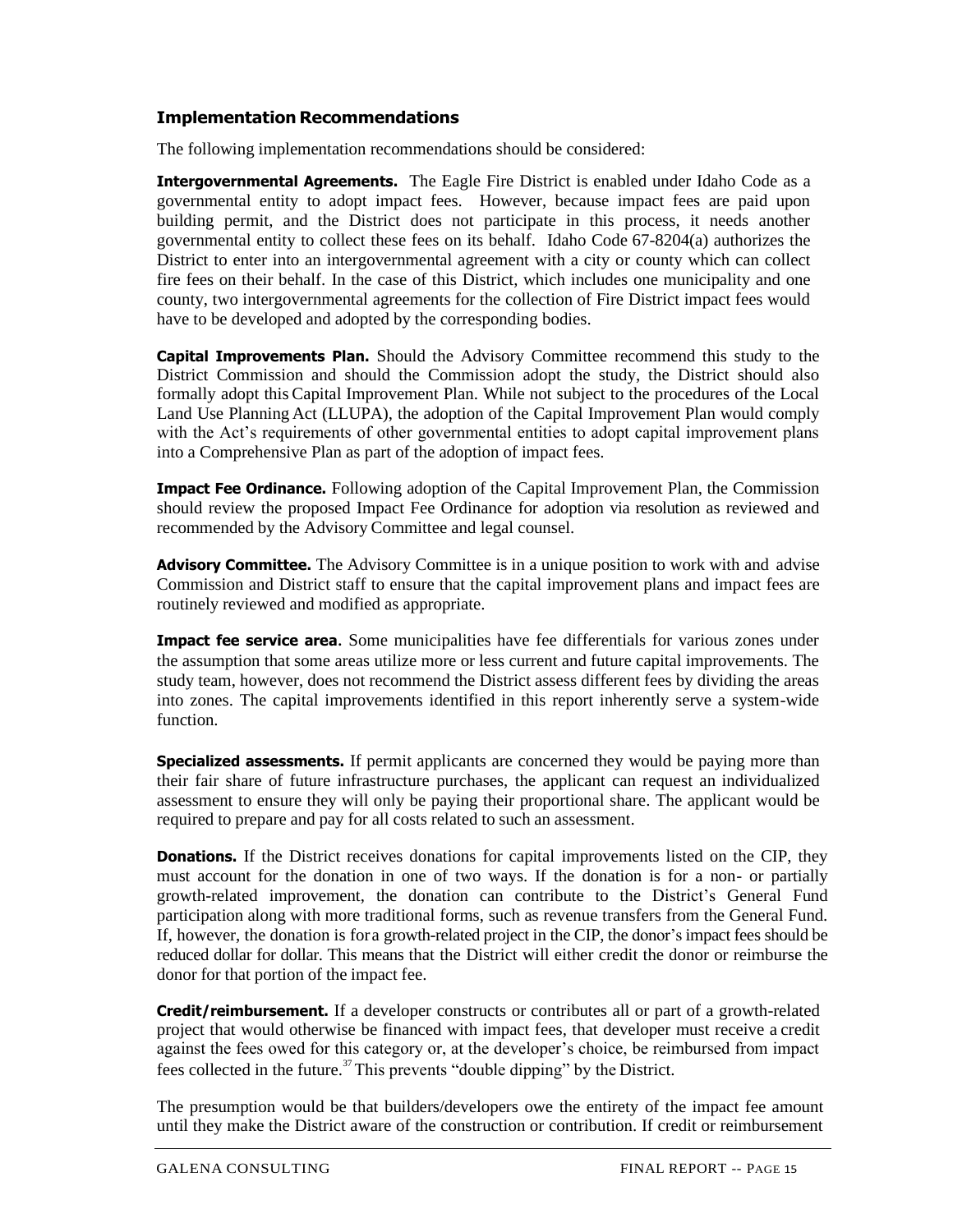## Implementation Recommendations

The following implementation recommendations should be considered:

**Intergovernmental Agreements.** The Eagle Fire District is enabled under Idaho Code as a governmental entity to adopt impact fees. However, because impact fees are paid upon building permit, and the District does not participate in this process, it needs another governmental entity to collect these fees on its behalf. Idaho Code 67-8204(a) authorizes the District to enter into an intergovernmental agreement with a city or county which can collect fire fees on their behalf. In the case of this District, which includes one municipality and one county, two intergovernmental agreements for the collection of Fire District impact fees would have to be developed and adopted by the corresponding bodies.

**Capital Improvements Plan.** Should the Advisory Committee recommend this study to the District Commission and should the Commission adopt the study, the District should also formally adopt this Capital Improvement Plan. While not subject to the procedures of the Local Land Use Planning Act (LLUPA), the adoption of the Capital Improvement Plan would comply with the Act's requirements of other governmental entities to adopt capital improvement plans into a Comprehensive Plan as part of the adoption of impact fees.

**Impact Fee Ordinance.** Following adoption of the Capital Improvement Plan, the Commission should review the proposed Impact Fee Ordinance for adoption via resolution as reviewed and recommended by the Advisory Committee and legal counsel.

**Advisory Committee.** The Advisory Committee is in a unique position to work with and advise Commission and District staff to ensure that the capital improvement plans and impact fees are routinely reviewed and modified as appropriate.

**Impact fee service area**. Some municipalities have fee differentials for various zones under the assumption that some areas utilize more or less current and future capital improvements. The study team, however, does not recommend the District assess different fees by dividing the areas into zones. The capital improvements identified in this report inherently serve a system-wide function.

**Specialized assessments.** If permit applicants are concerned they would be paying more than their fair share of future infrastructure purchases, the applicant can request an individualized assessment to ensure they will only be paying their proportional share. The applicant would be required to prepare and pay for all costs related to such an assessment.

**Donations.** If the District receives donations for capital improvements listed on the CIP, they must account for the donation in one of two ways. If the donation is for a non- or partially growth-related improvement, the donation can contribute to the District's General Fund participation along with more traditional forms, such as revenue transfers from the General Fund. If, however, the donation is for a growth-related project in the CIP, the donor's impact fees should be reduced dollar for dollar. This means that the District will either credit the donor or reimburse the donor for that portion of the impact fee.

**Credit/reimbursement.** If a developer constructs or contributes all or part of a growth-related project that would otherwise be financed with impact fees, that developer must receive a credit against the fees owed for this category or, at the developer's choice, be reimbursed from impact fees collected in the future.[37] This prevents "double dipping" by the District.

The presumption would be that builders/developers owe the entirety of the impact fee amount until they make the District aware of the construction or contribution. If credit or reimbursement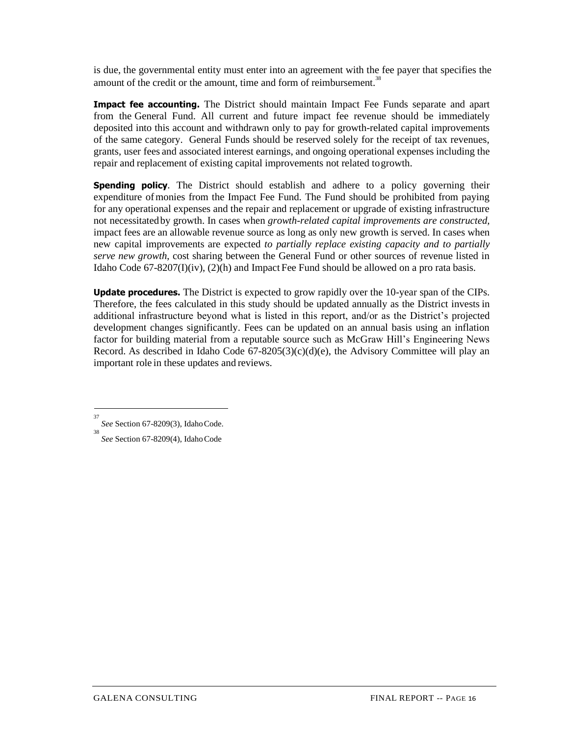is due, the governmental entity must enter into an agreement with the fee payer that specifies the amount of the credit or the amount, time and form of reimbursement.[38]

**Impact fee accounting.** The District should maintain Impact Fee Funds separate and apart from the General Fund. All current and future impact fee revenue should be immediately deposited into this account and withdrawn only to pay for growth-related capital improvements of the same category. General Funds should be reserved solely for the receipt of tax revenues, grants, user fees and associated interest earnings, and ongoing operational expenses including the repair and replacement of existing capital improvements not related to growth.

**Spending policy**. The District should establish and adhere to a policy governing their expenditure of monies from the Impact Fee Fund. The Fund should be prohibited from paying for any operational expenses and the repair and replacement or upgrade of existing infrastructure not necessitated by growth. In cases when *growth-related capital improvements are constructed,* impact fees are an allowable revenue source as long as only new growth is served. In cases when new capital improvements are expected *to partially replace existing capacity and to partially serve new growth,* cost sharing between the General Fund or other sources of revenue listed in Idaho Code 67-8207(I)(iv), (2)(h) and Impact Fee Fund should be allowed on a pro rata basis.

**Update procedures.** The District is expected to grow rapidly over the 10-year span of the CIPs. Therefore, the fees calculated in this study should be updated annually as the District invests in additional infrastructure beyond what is listed in this report, and/or as the District's projected development changes significantly. Fees can be updated on an annual basis using an inflation factor for building material from a reputable source such as McGraw Hill's Engineering News Record. As described in Idaho Code 67-8205(3)(c)(d)(e), the Advisory Committee will play an important role in these updates and reviews.

---

[37] *See* Section 67-8209(3), Idaho Code.

[38] *See* Section 67-8209(4), Idaho Code